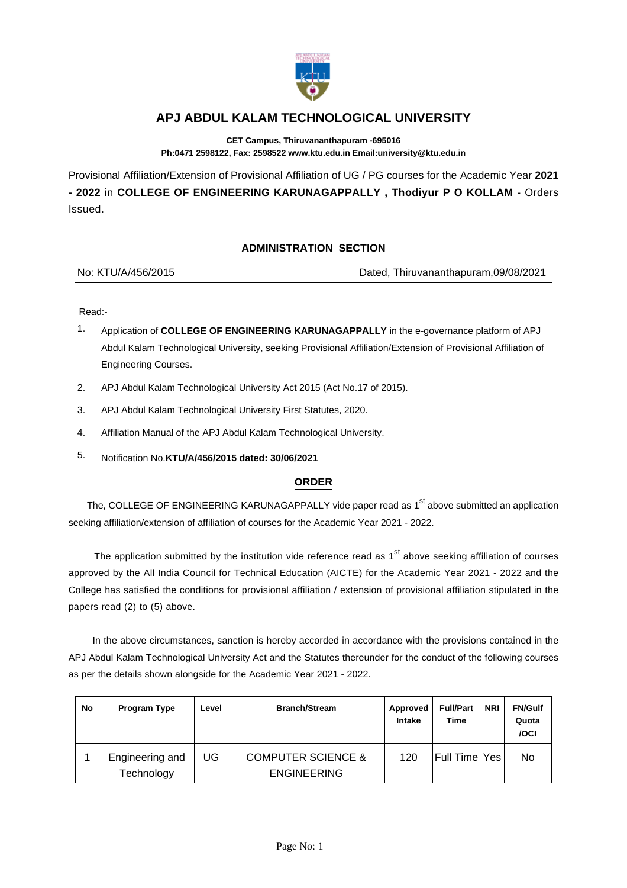# APJ ABDUL KALAM TECHNOLOGICAL UNIVERSITY

**CET Campus, Thiruvananthapuram -695016**
**Ph:0471 2598122, Fax: 2598522 www.ktu.edu.in Email:university@ktu.edu.in**

Provisional Affiliation/Extension of Provisional Affiliation of UG / PG courses for the Academic Year **2021 - 2022** in **COLLEGE OF ENGINEERING KARUNAGAPPALLY , Thodiyur P O KOLLAM** - Orders Issued.

---

### ADMINISTRATION SECTION

No: KTU/A/456/2015 — Dated, Thiruvananthapuram,09/08/2021

---

Read:-

1. Application of **COLLEGE OF ENGINEERING KARUNAGAPPALLY** in the e-governance platform of APJ Abdul Kalam Technological University, seeking Provisional Affiliation/Extension of Provisional Affiliation of Engineering Courses.
2. APJ Abdul Kalam Technological University Act 2015 (Act No.17 of 2015).
3. APJ Abdul Kalam Technological University First Statutes, 2020.
4. Affiliation Manual of the APJ Abdul Kalam Technological University.
5. Notification No.**KTU/A/456/2015 dated: 30/06/2021**

### ORDER

The, COLLEGE OF ENGINEERING KARUNAGAPPALLY vide paper read as 1st above submitted an application seeking affiliation/extension of affiliation of courses for the Academic Year 2021 - 2022.

The application submitted by the institution vide reference read as 1st above seeking affiliation of courses approved by the All India Council for Technical Education (AICTE) for the Academic Year 2021 - 2022 and the College has satisfied the conditions for provisional affiliation / extension of provisional affiliation stipulated in the papers read (2) to (5) above.

In the above circumstances, sanction is hereby accorded in accordance with the provisions contained in the APJ Abdul Kalam Technological University Act and the Statutes thereunder for the conduct of the following courses as per the details shown alongside for the Academic Year 2021 - 2022.

| No | Program Type | Level | Branch/Stream | Approved Intake | Full/Part Time | NRI | FN/Gulf Quota /OCI |
|---|---|---|---|---|---|---|---|
| 1 | Engineering and Technology | UG | COMPUTER SCIENCE & ENGINEERING | 120 | Full Time | Yes | No |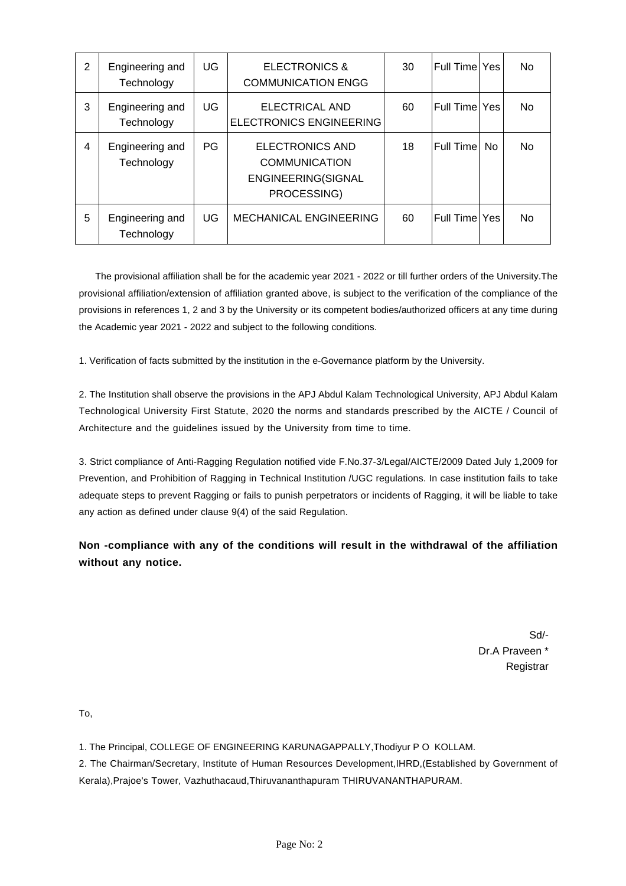| 2 | Engineering and Technology | UG | ELECTRONICS & COMMUNICATION ENGG | 30 | Full Time | Yes | No |
|---|---|---|---|---|---|---|---|
| 3 | Engineering and Technology | UG | ELECTRICAL AND ELECTRONICS ENGINEERING | 60 | Full Time | Yes | No |
| 4 | Engineering and Technology | PG | ELECTRONICS AND COMMUNICATION ENGINEERING(SIGNAL PROCESSING) | 18 | Full Time | No | No |
| 5 | Engineering and Technology | UG | MECHANICAL ENGINEERING | 60 | Full Time | Yes | No |

The provisional affiliation shall be for the academic year 2021 - 2022 or till further orders of the University.The provisional affiliation/extension of affiliation granted above, is subject to the verification of the compliance of the provisions in references 1, 2 and 3 by the University or its competent bodies/authorized officers at any time during the Academic year 2021 - 2022 and subject to the following conditions.

1. Verification of facts submitted by the institution in the e-Governance platform by the University.

2. The Institution shall observe the provisions in the APJ Abdul Kalam Technological University, APJ Abdul Kalam Technological University First Statute, 2020 the norms and standards prescribed by the AICTE / Council of Architecture and the guidelines issued by the University from time to time.

3. Strict compliance of Anti-Ragging Regulation notified vide F.No.37-3/Legal/AICTE/2009 Dated July 1,2009 for Prevention, and Prohibition of Ragging in Technical Institution /UGC regulations. In case institution fails to take adequate steps to prevent Ragging or fails to punish perpetrators or incidents of Ragging, it will be liable to take any action as defined under clause 9(4) of the said Regulation.

**Non -compliance with any of the conditions will result in the withdrawal of the affiliation without any notice.**

Sd/-
Dr.A Praveen *
Registrar

To,

1. The Principal, COLLEGE OF ENGINEERING KARUNAGAPPALLY,Thodiyur P O KOLLAM.
2. The Chairman/Secretary, Institute of Human Resources Development,IHRD,(Established by Government of Kerala),Prajoe's Tower, Vazhuthacaud,Thiruvananthapuram THIRUVANANTHAPURAM.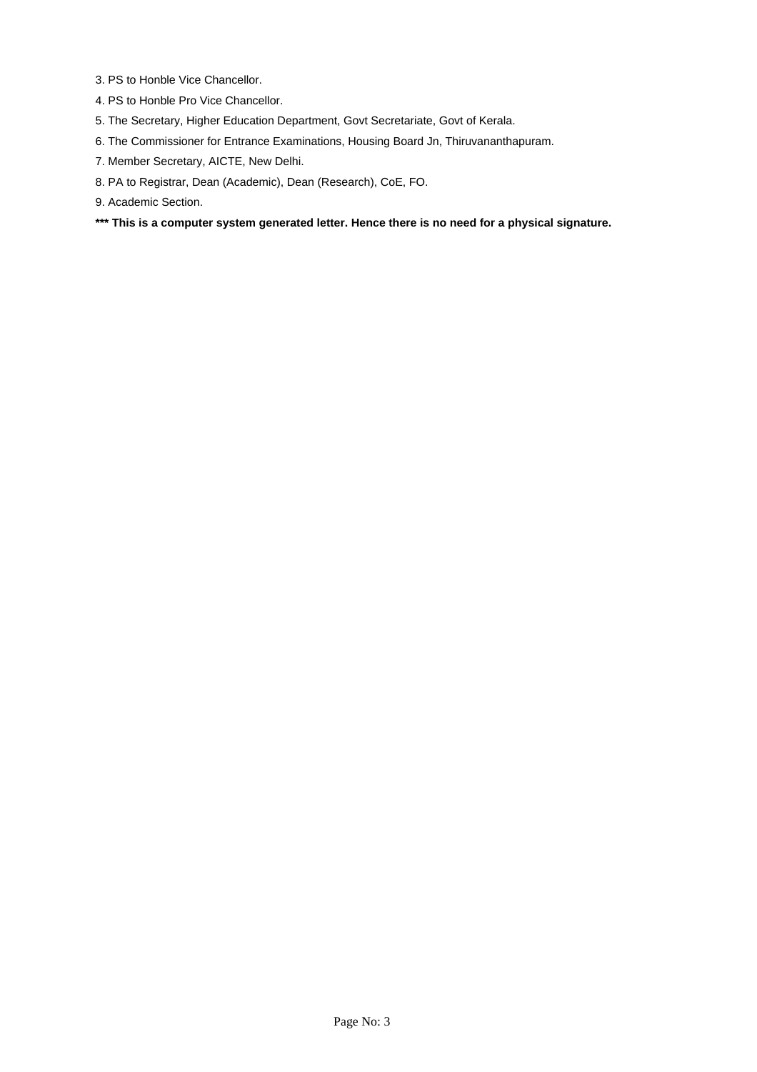3. PS to Honble Vice Chancellor.
4. PS to Honble Pro Vice Chancellor.
5. The Secretary, Higher Education Department, Govt Secretariate, Govt of Kerala.
6. The Commissioner for Entrance Examinations, Housing Board Jn, Thiruvananthapuram.
7. Member Secretary, AICTE, New Delhi.
8. PA to Registrar, Dean (Academic), Dean (Research), CoE, FO.
9. Academic Section.

**\*\*\* This is a computer system generated letter. Hence there is no need for a physical signature.**